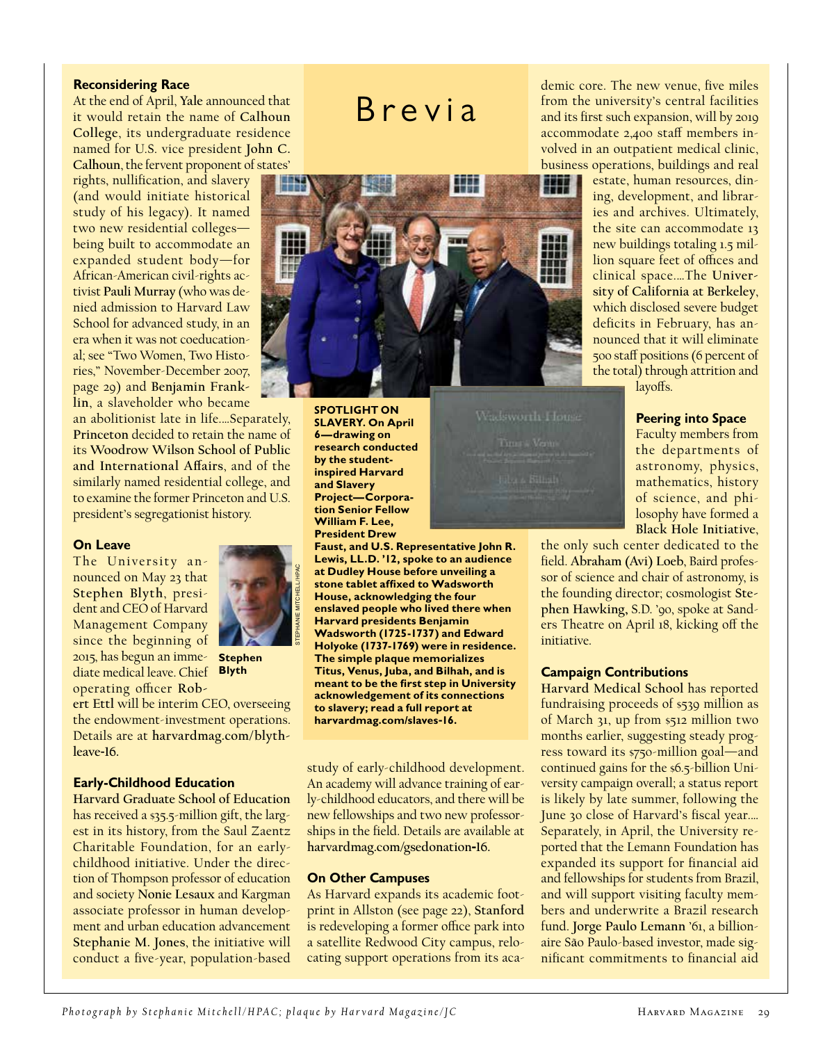# Brevia

### Reconsidering Race

At the end of April, **Yale** announced that it would retain the name of **Calhoun College**, its undergraduate residence named for U.S. vice president **John C. Calhoun**, the fervent proponent of states' rights, nullification, and slavery (and would initiate historical study of his legacy). It named two new residential colleges—being built to accommodate an expanded student body—for African-American civil-rights activist **Pauli Murray** (who was denied admission to Harvard Law School for advanced study, in an era when it was not coeducational; see "Two Women, Two Histories," November-December 2007, page 29) and **Benjamin Franklin**, a slaveholder who became an abolitionist late in life….Separately, **Princeton** decided to retain the name of its **Woodrow Wilson School of Public and International Affairs**, and of the similarly named residential college, and to examine the former Princeton and U.S. president's segregationist history.

### On Leave

The University announced on May 23 that **Stephen Blyth**, president and CEO of Harvard Management Company since the beginning of 2015, has begun an immediate medical leave. Chief operating officer **Robert Ettl** will be interim CEO, overseeing the endowment-investment operations. Details are at **harvardmag.com/blyth-leave-16.**

**Stephen Blyth**

STEPHANIE MITCHELL/HPAC

### Early-Childhood Education

**Harvard Graduate School of Education** has received a $35.5-million gift, the largest in its history, from the Saul Zaentz Charitable Foundation, for an early-childhood initiative. Under the direction of Thompson professor of education and society **Nonie Lesaux** and Kargman associate professor in human development and urban education advancement **Stephanie M. Jones**, the initiative will conduct a five-year, population-based study of early-childhood development. An academy will advance training of early-childhood educators, and there will be new fellowships and two new professorships in the field. Details are available at **harvardmag.com/gsedonation-16.**

**SPOTLIGHT ON SLAVERY. On April 6—drawing on research conducted by the student-inspired Harvard and Slavery Project—Corporation Senior Fellow William F. Lee, President Drew Faust, and U.S. Representative John R. Lewis, LL.D. '12, spoke to an audience at Dudley House before unveiling a stone tablet affixed to Wadsworth House, acknowledging the four enslaved people who lived there when Harvard presidents Benjamin Wadsworth (1725-1737) and Edward Holyoke (1737-1769) were in residence. The simple plaque memorializes Titus, Venus, Juba, and Bilhah, and is meant to be the first step in University acknowledgement of its connections to slavery; read a full report at harvardmag.com/slaves-16.**

### On Other Campuses

As Harvard expands its academic footprint in Allston (see page 22), **Stanford** is redeveloping a former office park into a satellite Redwood City campus, relocating support operations from its academic core. The new venue, five miles from the university's central facilities and its first such expansion, will by 2019 accommodate 2,400 staff members involved in an outpatient medical clinic, business operations, buildings and real estate, human resources, dining, development, and libraries and archives. Ultimately, the site can accommodate 13 new buildings totaling 1.5 million square feet of offices and clinical space….The **University of California at Berkeley**, which disclosed severe budget deficits in February, has announced that it will eliminate 500 staff positions (6 percent of the total) through attrition and layoffs.

### Peering into Space

Faculty members from the departments of astronomy, physics, mathematics, history of science, and philosophy have formed a **Black Hole Initiative**, the only such center dedicated to the field. **Abraham (Avi) Loeb**, Baird professor of science and chair of astronomy, is the founding director; cosmologist **Stephen Hawking**, S.D. '90, spoke at Sanders Theatre on April 18, kicking off the initiative.

### Campaign Contributions

**Harvard Medical School** has reported fundraising proceeds of $539 million as of March 31, up from $512 million two months earlier, suggesting steady progress toward its $750-million goal—and continued gains for the $6.5-billion University campaign overall; a status report is likely by late summer, following the June 30 close of Harvard's fiscal year….Separately, in April, the University reported that the Lemann Foundation has expanded its support for financial aid and fellowships for students from Brazil, and will support visiting faculty members and underwrite a Brazil research fund. **Jorge Paulo Lemann** '61, a billionaire São Paulo-based investor, made significant commitments to financial aid

*Photograph by Stephanie Mitchell/HPAC; plaque by Harvard Magazine/JC*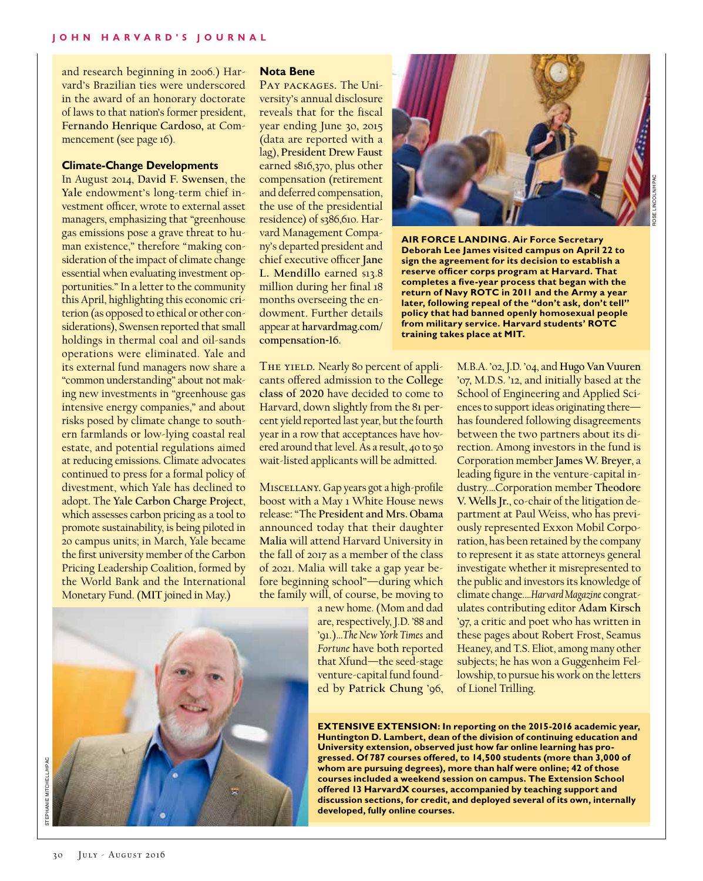and research beginning in 2006.) Harvard's Brazilian ties were underscored in the award of an honorary doctorate of laws to that nation's former president, **Fernando Henrique Cardoso**, at Commencement (see page 16).

### Climate-Change Developments

In August 2014, **David F. Swensen**, the **Yale** endowment's long-term chief investment officer, wrote to external asset managers, emphasizing that "greenhouse gas emissions pose a grave threat to human existence," therefore "making consideration of the impact of climate change essential when evaluating investment opportunities." In a letter to the community this April, highlighting this economic criterion (as opposed to ethical or other considerations), Swensen reported that small holdings in thermal coal and oil-sands operations were eliminated. Yale and its external fund managers now share a "common understanding" about not making new investments in "greenhouse gas intensive energy companies," and about risks posed by climate change to southern farmlands or low-lying coastal real estate, and potential regulations aimed at reducing emissions. Climate advocates continued to press for a formal policy of divestment, which Yale has declined to adopt. The **Yale Carbon Charge Project**, which assesses carbon pricing as a tool to promote sustainability, is being piloted in 20 campus units; in March, Yale became the first university member of the Carbon Pricing Leadership Coalition, formed by the World Bank and the International Monetary Fund. (**MIT** joined in May.)

### Nota Bene

PAY PACKAGES. The University's annual disclosure reveals that for the fiscal year ending June 30, 2015 (data are reported with a lag), **President Drew Faust** earned $816,370, plus other compensation (retirement and deferred compensation, the use of the presidential residence) of $386,610. Harvard Management Company's departed president and chief executive officer **Jane L. Mendillo** earned $13.8 million during her final 18 months overseeing the endowment. Further details appear at **harvardmag.com/compensation-16**.

**AIR FORCE LANDING. Air Force Secretary Deborah Lee James visited campus on April 22 to sign the agreement for its decision to establish a reserve officer corps program at Harvard. That completes a five-year process that began with the return of Navy ROTC in 2011 and the Army a year later, following repeal of the "don't ask, don't tell" policy that had banned openly homosexual people from military service. Harvard students' ROTC training takes place at MIT.**

THE YIELD. Nearly 80 percent of applicants offered admission to the **College class of 2020** have decided to come to Harvard, down slightly from the 81 percent yield reported last year, but the fourth year in a row that acceptances have hovered around that level. As a result, 40 to 50 wait-listed applicants will be admitted.

MISCELLANY. Gap years got a high-profile boost with a May 1 White House news release: "The **President and Mrs. Obama** announced today that their daughter **Malia** will attend Harvard University in the fall of 2017 as a member of the class of 2021. Malia will take a gap year before beginning school"—during which the family will, of course, be moving to a new home. (Mom and dad are, respectively, J.D. '88 and '91.)...*The New York Times* and *Fortune* have both reported that Xfund—the seed-stage venture-capital fund founded by **Patrick Chung** '96, M.B.A. '02, J.D. '04, and **Hugo Van Vuuren** '07, M.D.S. '12, and initially based at the School of Engineering and Applied Sciences to support ideas originating there—has foundered following disagreements between the two partners about its direction. Among investors in the fund is Corporation member **James W. Breyer**, a leading figure in the venture-capital industry....Corporation member **Theodore V. Wells Jr.**, co-chair of the litigation department at Paul Weiss, who has previously represented Exxon Mobil Corporation, has been retained by the company to represent it as state attorneys general investigate whether it misrepresented to the public and investors its knowledge of climate change....*Harvard Magazine* congratulates contributing editor **Adam Kirsch** '97, a critic and poet who has written in these pages about Robert Frost, Seamus Heaney, and T.S. Eliot, among many other subjects; he has won a Guggenheim Fellowship, to pursue his work on the letters of Lionel Trilling.

**EXTENSIVE EXTENSION: In reporting on the 2015-2016 academic year, Huntington D. Lambert, dean of the division of continuing education and University extension, observed just how far online learning has progressed. Of 787 courses offered, to 14,500 students (more than 3,000 of whom are pursuing degrees), more than half were online; 42 of those courses included a weekend session on campus. The Extension School offered 13 HarvardX courses, accompanied by teaching support and discussion sections, for credit, and deployed several of its own, internally developed, fully online courses.**